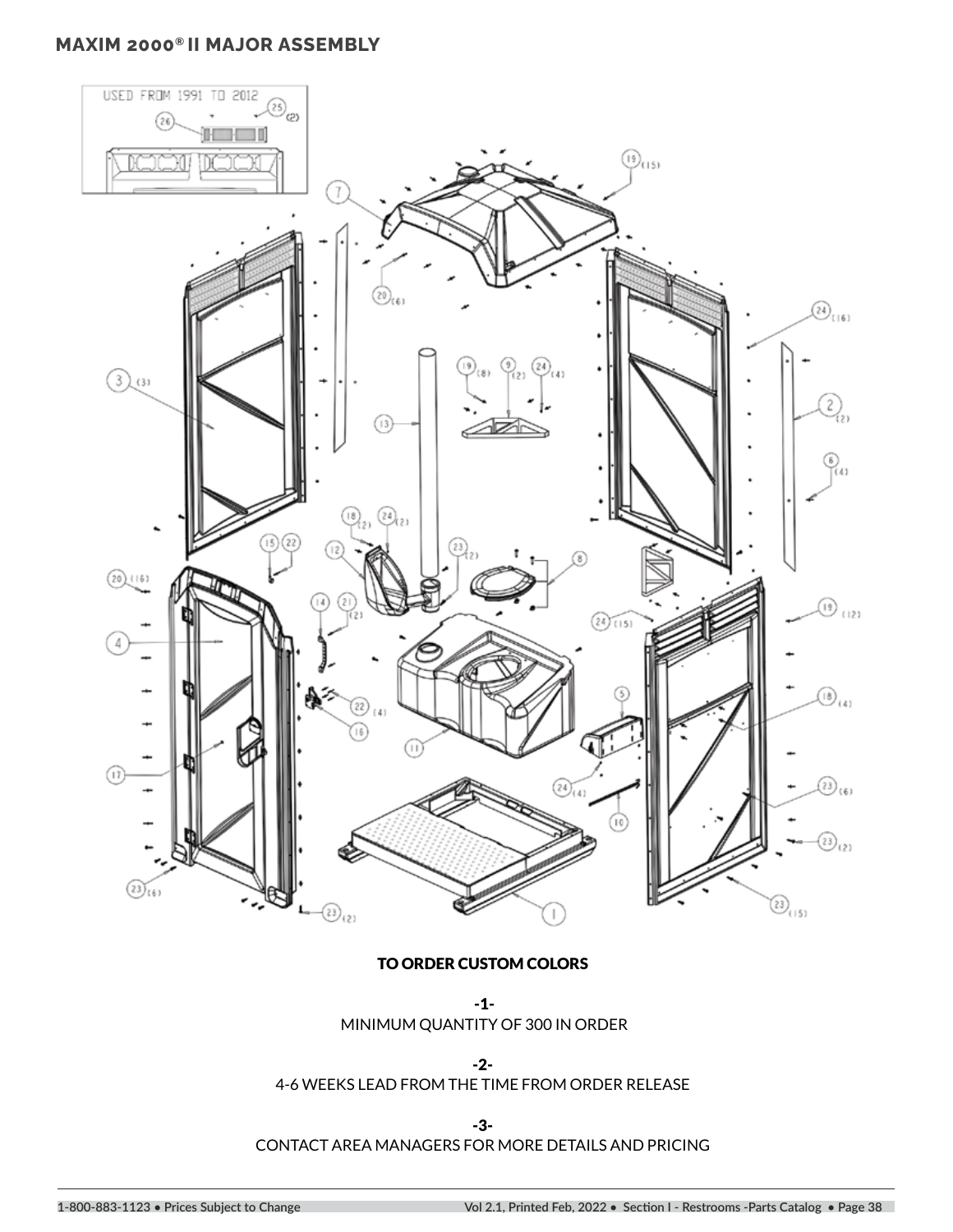## MAXIM 2000® II MAJOR ASSEMBLY

### TO ORDER CUSTOM COLORS

-1-

MINIMUM QUANTITY OF 300 IN ORDER

-2-

4-6 WEEKS LEAD FROM THE TIME FROM ORDER RELEASE

-3-

CONTACT AREA MANAGERS FOR MORE DETAILS AND PRICING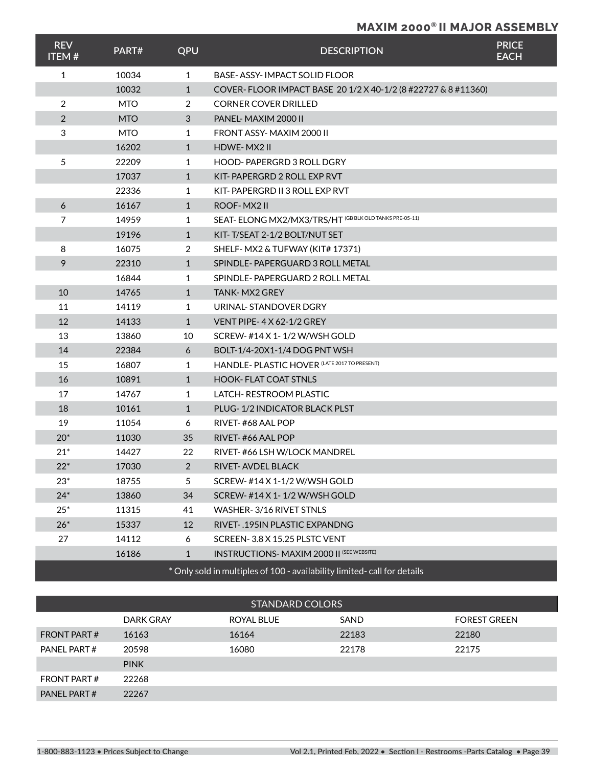## MAXIM 2000® II MAJOR ASSEMBLY

| REV ITEM # | PART# | QPU | DESCRIPTION | PRICE EACH |
|---|---|---|---|---|
| 1 | 10034 | 1 | BASE- ASSY- IMPACT SOLID FLOOR | |
| | 10032 | 1 | COVER- FLOOR IMPACT BASE 20 1/2 X 40-1/2 (8 #22727 & 8 #11360) | |
| 2 | MTO | 2 | CORNER COVER DRILLED | |
| 2 | MTO | 3 | PANEL- MAXIM 2000 II | |
| 3 | MTO | 1 | FRONT ASSY- MAXIM 2000 II | |
| | 16202 | 1 | HDWE- MX2 II | |
| 5 | 22209 | 1 | HOOD- PAPERGRD 3 ROLL DGRY | |
| | 17037 | 1 | KIT- PAPERGRD 2 ROLL EXP RVT | |
| | 22336 | 1 | KIT- PAPERGRD II 3 ROLL EXP RVT | |
| 6 | 16167 | 1 | ROOF- MX2 II | |
| 7 | 14959 | 1 | SEAT- ELONG MX2/MX3/TRS/HT (GB BLK OLD TANKS PRE-05-11) | |
| | 19196 | 1 | KIT- T/SEAT 2-1/2 BOLT/NUT SET | |
| 8 | 16075 | 2 | SHELF- MX2 & TUFWAY (KIT# 17371) | |
| 9 | 22310 | 1 | SPINDLE- PAPERGUARD 3 ROLL METAL | |
| | 16844 | 1 | SPINDLE- PAPERGUARD 2 ROLL METAL | |
| 10 | 14765 | 1 | TANK- MX2 GREY | |
| 11 | 14119 | 1 | URINAL- STANDOVER DGRY | |
| 12 | 14133 | 1 | VENT PIPE- 4 X 62-1/2 GREY | |
| 13 | 13860 | 10 | SCREW- #14 X 1- 1/2 W/WSH GOLD | |
| 14 | 22384 | 6 | BOLT-1/4-20X1-1/4 DOG PNT WSH | |
| 15 | 16807 | 1 | HANDLE- PLASTIC HOVER (LATE 2017 TO PRESENT) | |
| 16 | 10891 | 1 | HOOK- FLAT COAT STNLS | |
| 17 | 14767 | 1 | LATCH- RESTROOM PLASTIC | |
| 18 | 10161 | 1 | PLUG- 1/2 INDICATOR BLACK PLST | |
| 19 | 11054 | 6 | RIVET- #68 AAL POP | |
| 20* | 11030 | 35 | RIVET- #66 AAL POP | |
| 21* | 14427 | 22 | RIVET- #66 LSH W/LOCK MANDREL | |
| 22* | 17030 | 2 | RIVET- AVDEL BLACK | |
| 23* | 18755 | 5 | SCREW- #14 X 1-1/2 W/WSH GOLD | |
| 24* | 13860 | 34 | SCREW- #14 X 1- 1/2 W/WSH GOLD | |
| 25* | 11315 | 41 | WASHER- 3/16 RIVET STNLS | |
| 26* | 15337 | 12 | RIVET- .195IN PLASTIC EXPANDNG | |
| 27 | 14112 | 6 | SCREEN- 3.8 X 15.25 PLSTC VENT | |
| | 16186 | 1 | INSTRUCTIONS- MAXIM 2000 II (SEE WEBSITE) | |

\* Only sold in multiples of 100 - availability limited- call for details

| STANDARD COLORS | | | | |
|---|---|---|---|---|
| | DARK GRAY | ROYAL BLUE | SAND | FOREST GREEN |
| FRONT PART # | 16163 | 16164 | 22183 | 22180 |
| PANEL PART # | 20598 | 16080 | 22178 | 22175 |
| | PINK | | | |
| FRONT PART # | 22268 | | | |
| PANEL PART # | 22267 | | | |

1-800-883-1123 • Prices Subject to Change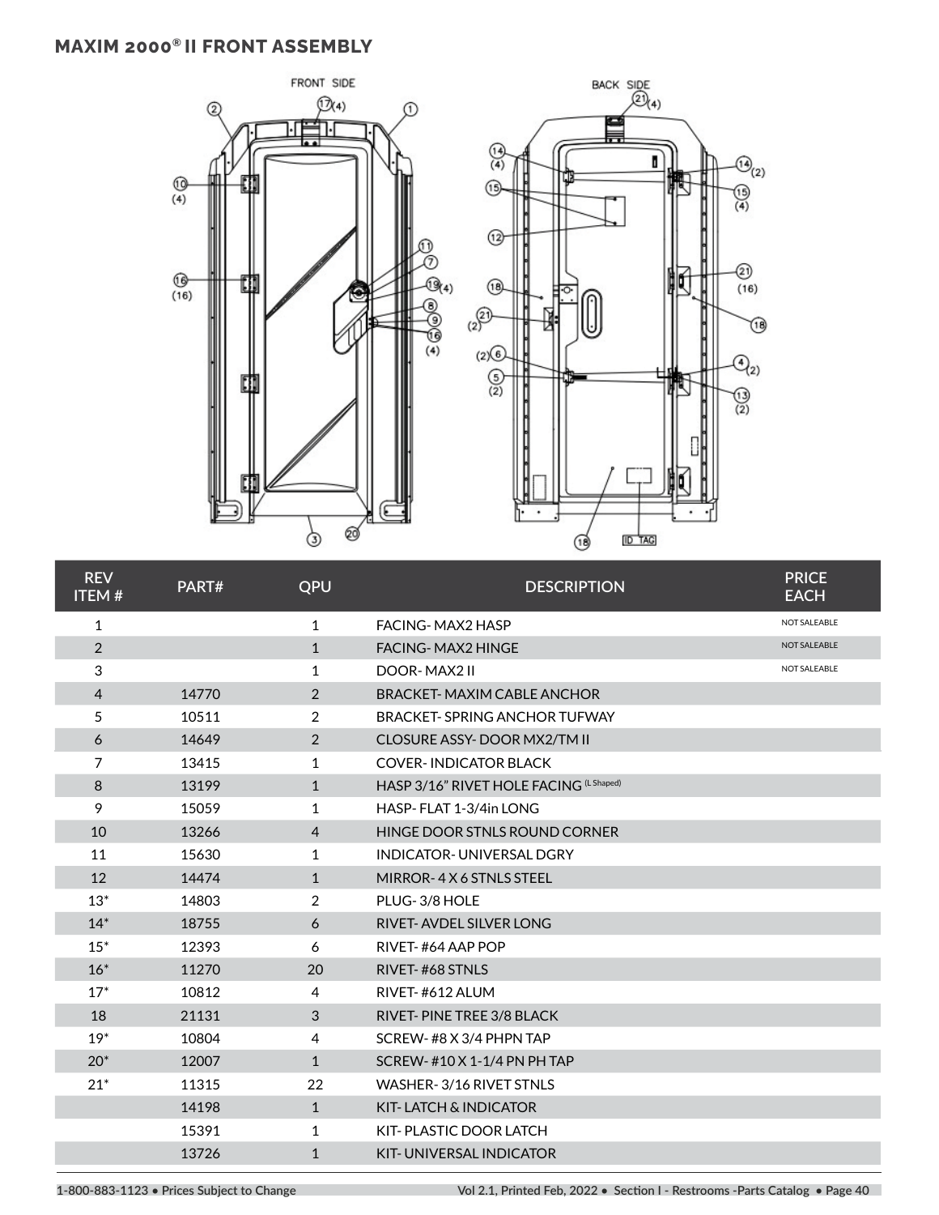## MAXIM 2000® II FRONT ASSEMBLY

| REV ITEM # | PART# | QPU | DESCRIPTION | PRICE EACH |
|---|---|---|---|---|
| 1 | | 1 | FACING- MAX2 HASP | NOT SALEABLE |
| 2 | | 1 | FACING- MAX2 HINGE | NOT SALEABLE |
| 3 | | 1 | DOOR- MAX2 II | NOT SALEABLE |
| 4 | 14770 | 2 | BRACKET- MAXIM CABLE ANCHOR | |
| 5 | 10511 | 2 | BRACKET- SPRING ANCHOR TUFWAY | |
| 6 | 14649 | 2 | CLOSURE ASSY- DOOR MX2/TM II | |
| 7 | 13415 | 1 | COVER- INDICATOR BLACK | |
| 8 | 13199 | 1 | HASP 3/16" RIVET HOLE FACING (L Shaped) | |
| 9 | 15059 | 1 | HASP- FLAT 1-3/4in LONG | |
| 10 | 13266 | 4 | HINGE DOOR STNLS ROUND CORNER | |
| 11 | 15630 | 1 | INDICATOR- UNIVERSAL DGRY | |
| 12 | 14474 | 1 | MIRROR- 4 X 6 STNLS STEEL | |
| 13* | 14803 | 2 | PLUG- 3/8 HOLE | |
| 14* | 18755 | 6 | RIVET- AVDEL SILVER LONG | |
| 15* | 12393 | 6 | RIVET- #64 AAP POP | |
| 16* | 11270 | 20 | RIVET- #68 STNLS | |
| 17* | 10812 | 4 | RIVET- #612 ALUM | |
| 18 | 21131 | 3 | RIVET- PINE TREE 3/8 BLACK | |
| 19* | 10804 | 4 | SCREW- #8 X 3/4 PHPN TAP | |
| 20* | 12007 | 1 | SCREW- #10 X 1-1/4 PN PH TAP | |
| 21* | 11315 | 22 | WASHER- 3/16 RIVET STNLS | |
| | 14198 | 1 | KIT- LATCH & INDICATOR | |
| | 15391 | 1 | KIT- PLASTIC DOOR LATCH | |
| | 13726 | 1 | KIT- UNIVERSAL INDICATOR | |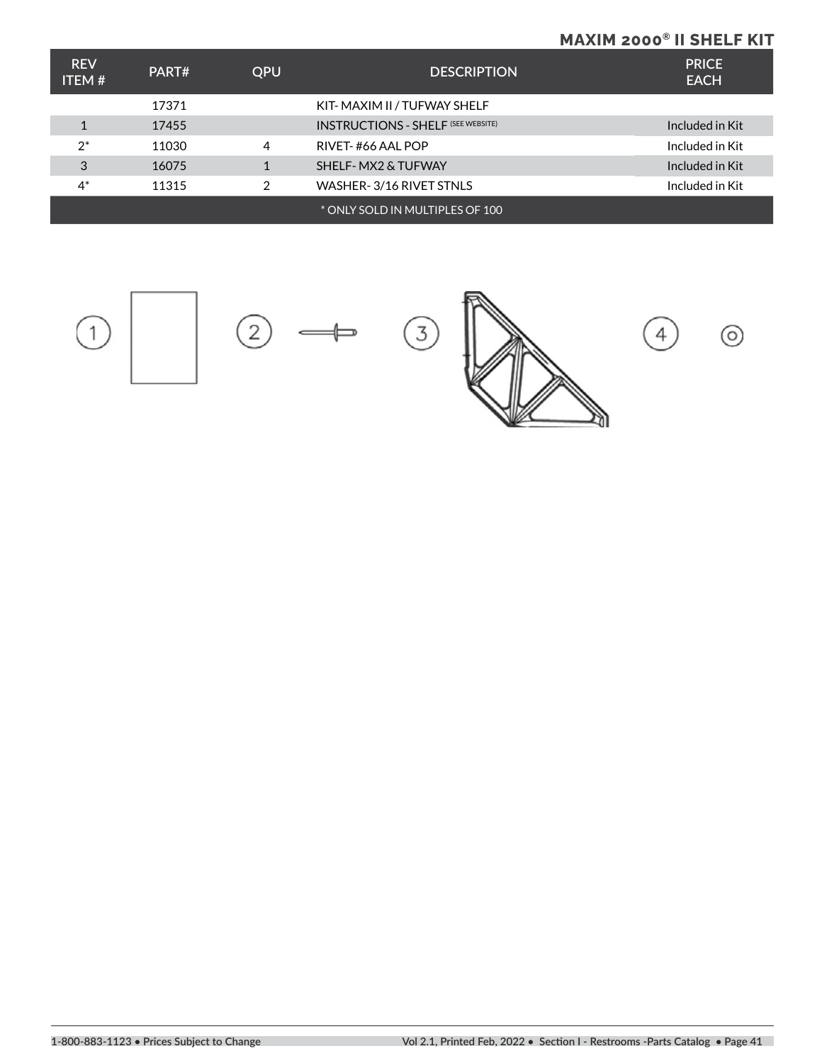# MAXIM 2000® II SHELF KIT

| REV ITEM # | PART# | QPU | DESCRIPTION | PRICE EACH |
|---|---|---|---|---|
| | 17371 | | KIT- MAXIM II / TUFWAY SHELF | |
| 1 | 17455 | | INSTRUCTIONS - SHELF (SEE WEBSITE) | Included in Kit |
| 2* | 11030 | 4 | RIVET- #66 AAL POP | Included in Kit |
| 3 | 16075 | 1 | SHELF- MX2 & TUFWAY | Included in Kit |
| 4* | 11315 | 2 | WASHER- 3/16 RIVET STNLS | Included in Kit |

* ONLY SOLD IN MULTIPLES OF 100

1 2 3 4